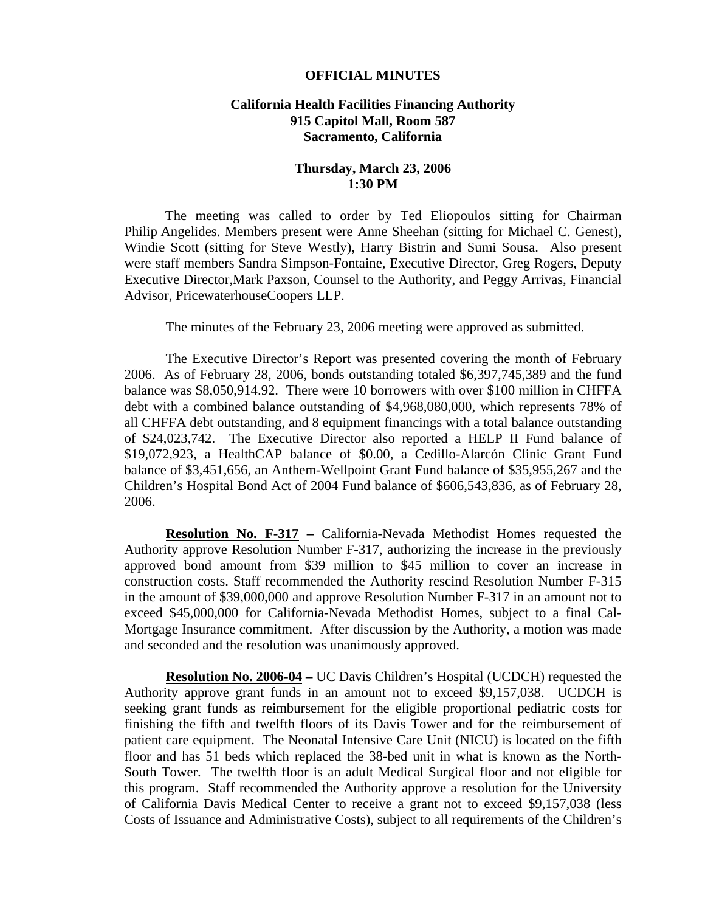**OFFICIAL MINUTES**

**California Health Facilities Financing Authority**
**915 Capitol Mall, Room 587**
**Sacramento, California**

**Thursday, March 23, 2006**
**1:30 PM**

The meeting was called to order by Ted Eliopoulos sitting for Chairman Philip Angelides. Members present were Anne Sheehan (sitting for Michael C. Genest), Windie Scott (sitting for Steve Westly), Harry Bistrin and Sumi Sousa. Also present were staff members Sandra Simpson-Fontaine, Executive Director, Greg Rogers, Deputy Executive Director,Mark Paxson, Counsel to the Authority, and Peggy Arrivas, Financial Advisor, PricewaterhouseCoopers LLP.

The minutes of the February 23, 2006 meeting were approved as submitted.

The Executive Director's Report was presented covering the month of February 2006. As of February 28, 2006, bonds outstanding totaled $6,397,745,389 and the fund balance was $8,050,914.92. There were 10 borrowers with over $100 million in CHFFA debt with a combined balance outstanding of $4,968,080,000, which represents 78% of all CHFFA debt outstanding, and 8 equipment financings with a total balance outstanding of $24,023,742. The Executive Director also reported a HELP II Fund balance of $19,072,923, a HealthCAP balance of $0.00, a Cedillo-Alarcón Clinic Grant Fund balance of $3,451,656, an Anthem-Wellpoint Grant Fund balance of $35,955,267 and the Children's Hospital Bond Act of 2004 Fund balance of $606,543,836, as of February 28, 2006.

**Resolution No. F-317 –** California-Nevada Methodist Homes requested the Authority approve Resolution Number F-317, authorizing the increase in the previously approved bond amount from $39 million to $45 million to cover an increase in construction costs. Staff recommended the Authority rescind Resolution Number F-315 in the amount of $39,000,000 and approve Resolution Number F-317 in an amount not to exceed $45,000,000 for California-Nevada Methodist Homes, subject to a final Cal-Mortgage Insurance commitment. After discussion by the Authority, a motion was made and seconded and the resolution was unanimously approved.

**Resolution No. 2006-04 –** UC Davis Children's Hospital (UCDCH) requested the Authority approve grant funds in an amount not to exceed $9,157,038. UCDCH is seeking grant funds as reimbursement for the eligible proportional pediatric costs for finishing the fifth and twelfth floors of its Davis Tower and for the reimbursement of patient care equipment. The Neonatal Intensive Care Unit (NICU) is located on the fifth floor and has 51 beds which replaced the 38-bed unit in what is known as the North-South Tower. The twelfth floor is an adult Medical Surgical floor and not eligible for this program. Staff recommended the Authority approve a resolution for the University of California Davis Medical Center to receive a grant not to exceed $9,157,038 (less Costs of Issuance and Administrative Costs), subject to all requirements of the Children's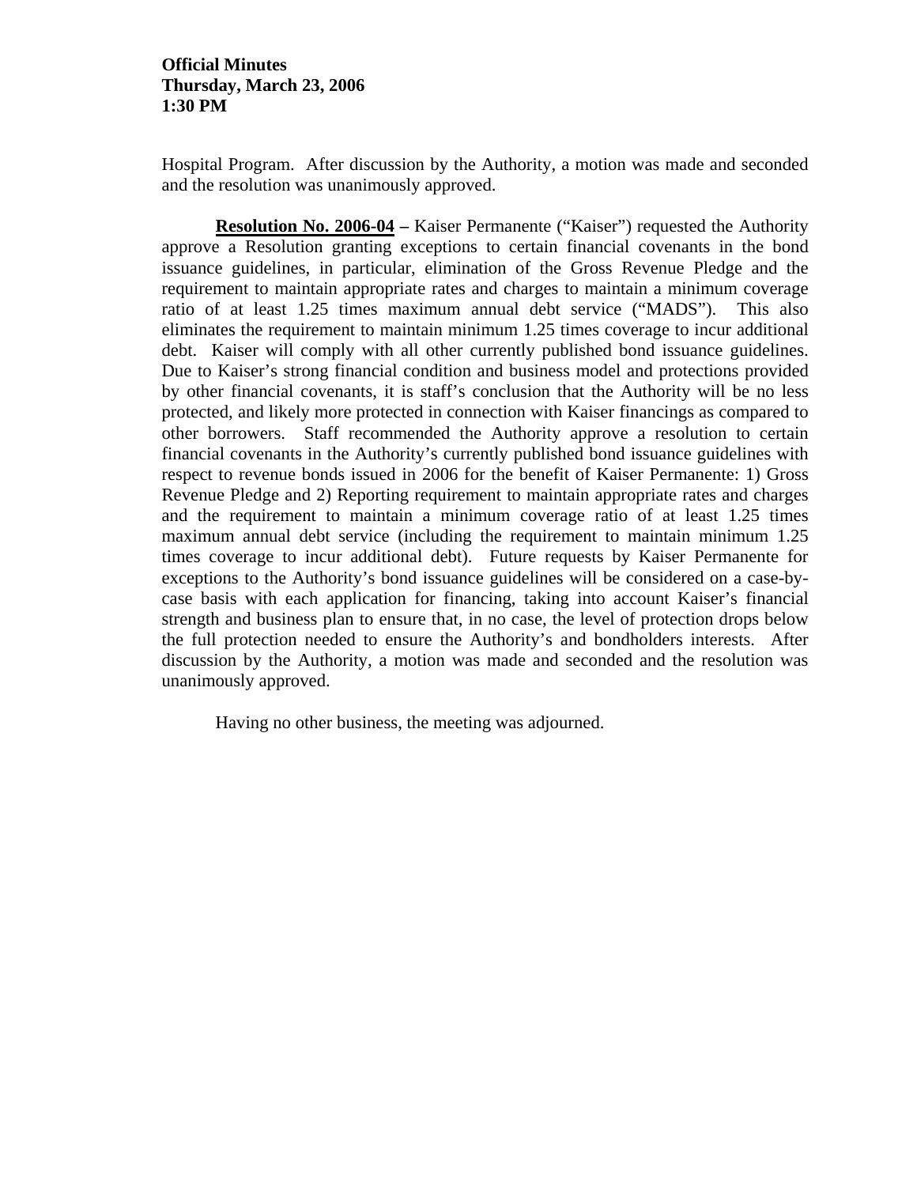Hospital Program. After discussion by the Authority, a motion was made and seconded and the resolution was unanimously approved.

**Resolution No. 2006-04** – Kaiser Permanente ("Kaiser") requested the Authority approve a Resolution granting exceptions to certain financial covenants in the bond issuance guidelines, in particular, elimination of the Gross Revenue Pledge and the requirement to maintain appropriate rates and charges to maintain a minimum coverage ratio of at least 1.25 times maximum annual debt service ("MADS"). This also eliminates the requirement to maintain minimum 1.25 times coverage to incur additional debt. Kaiser will comply with all other currently published bond issuance guidelines. Due to Kaiser's strong financial condition and business model and protections provided by other financial covenants, it is staff's conclusion that the Authority will be no less protected, and likely more protected in connection with Kaiser financings as compared to other borrowers. Staff recommended the Authority approve a resolution to certain financial covenants in the Authority's currently published bond issuance guidelines with respect to revenue bonds issued in 2006 for the benefit of Kaiser Permanente: 1) Gross Revenue Pledge and 2) Reporting requirement to maintain appropriate rates and charges and the requirement to maintain a minimum coverage ratio of at least 1.25 times maximum annual debt service (including the requirement to maintain minimum 1.25 times coverage to incur additional debt). Future requests by Kaiser Permanente for exceptions to the Authority's bond issuance guidelines will be considered on a case-by-case basis with each application for financing, taking into account Kaiser's financial strength and business plan to ensure that, in no case, the level of protection drops below the full protection needed to ensure the Authority's and bondholders interests. After discussion by the Authority, a motion was made and seconded and the resolution was unanimously approved.

Having no other business, the meeting was adjourned.